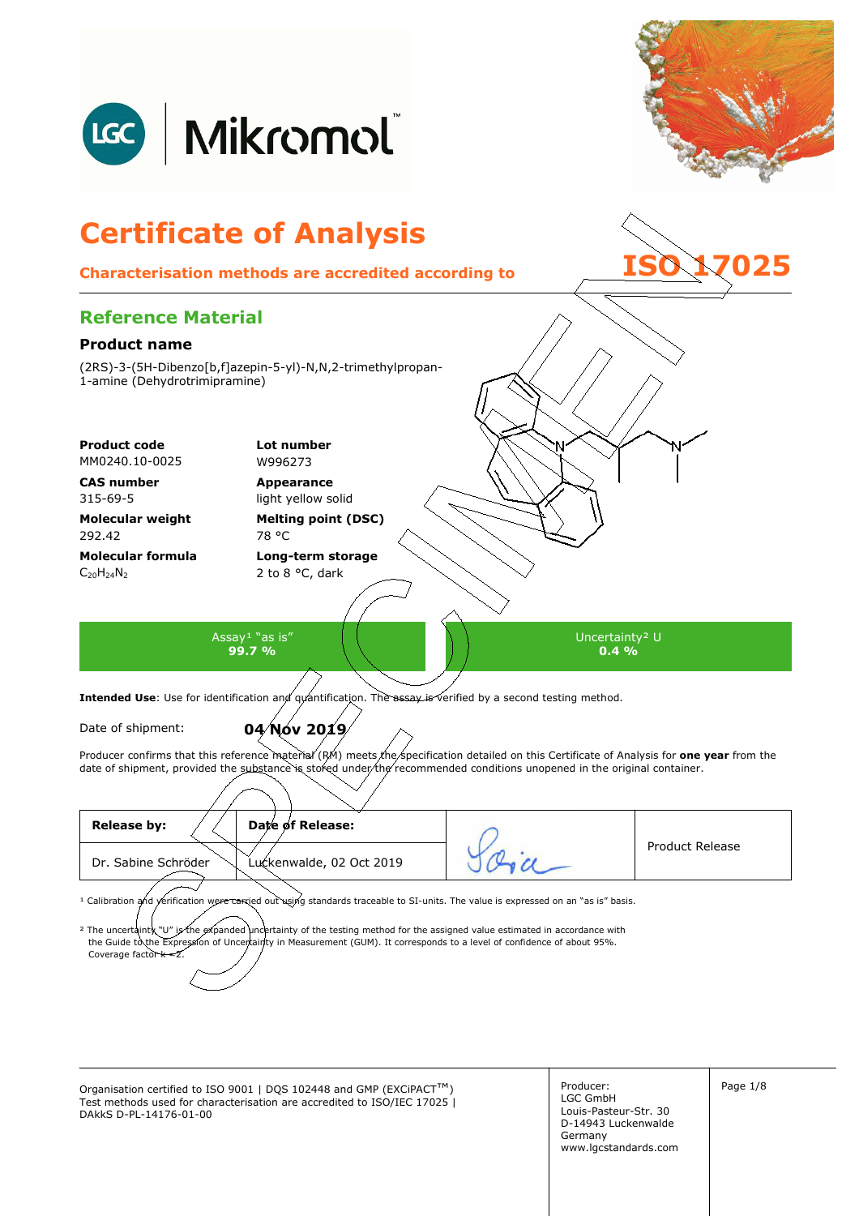# Certificate of Analysis

**Characterisation methods are accredited according to ISO 17025**

## Reference Material

### Product name

(2RS)-3-(5H-Dibenzo[b,f]azepin-5-yl)-N,N,2-trimethylpropan-1-amine (Dehydrotrimipramine)

**Product code**
MM0240.10-0025

**Lot number**
W996273

**CAS number**
315-69-5

**Appearance**
light yellow solid

**Molecular weight**
292.42

**Melting point (DSC)**
78 °C

**Molecular formula**
$C_{20}H_{24}N_2$

**Long-term storage**
2 to 8 °C, dark

| Assay[1] "as is" | Uncertainty[2] U |
|---|---|
| **99.7 %** | **0.4 %** |

**Intended Use**: Use for identification and quantification. The assay is verified by a second testing method.

Date of shipment: **04 Nov 2019**

Producer confirms that this reference material (RM) meets the specification detailed on this Certificate of Analysis for **one year** from the date of shipment, provided the substance is stored under the recommended conditions unopened in the original container.

| Release by: | Date of Release: | | Product Release |
|---|---|---|---|
| Dr. Sabine Schröder | Luckenwalde, 02 Oct 2019 | [signature] | |

[1] Calibration and verification were carried out using standards traceable to SI-units. The value is expressed on an "as is" basis.

[2] The uncertainty "U" is the expanded uncertainty of the testing method for the assigned value estimated in accordance with the Guide to the Expression of Uncertainty in Measurement (GUM). It corresponds to a level of confidence of about 95%. Coverage factor k = 2.

Organisation certified to ISO 9001 | DQS 102448 and GMP (EXCiPACT™)
Test methods used for characterisation are accredited to ISO/IEC 17025 | DAkkS D-PL-14176-01-00

Producer:
LGC GmbH
Louis-Pasteur-Str. 30
D-14943 Luckenwalde
Germany
www.lgcstandards.com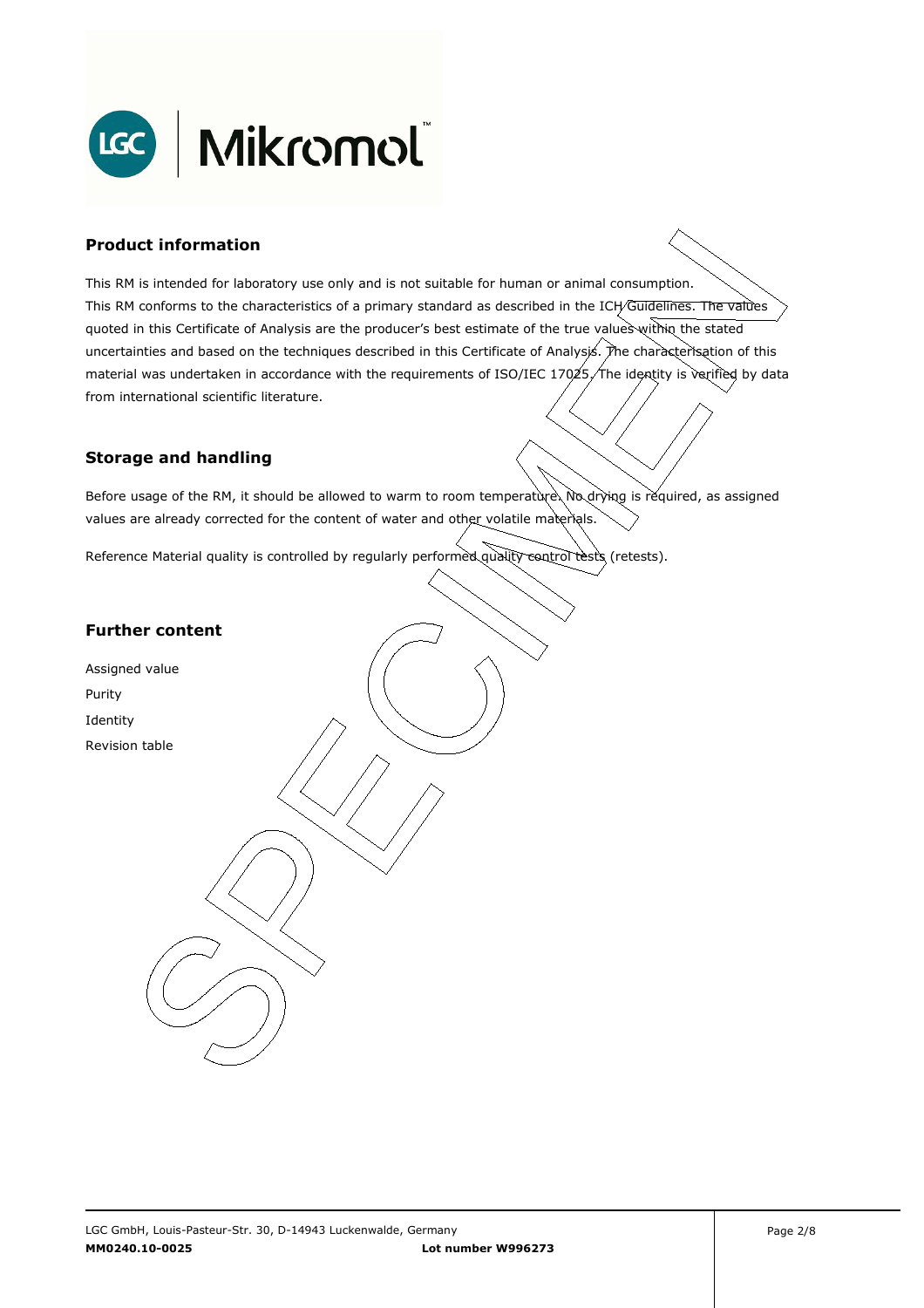## Product information

This RM is intended for laboratory use only and is not suitable for human or animal consumption.
This RM conforms to the characteristics of a primary standard as described in the ICH Guidelines. The values quoted in this Certificate of Analysis are the producer's best estimate of the true values within the stated uncertainties and based on the techniques described in this Certificate of Analysis. The characterisation of this material was undertaken in accordance with the requirements of ISO/IEC 17025. The identity is verified by data from international scientific literature.

## Storage and handling

Before usage of the RM, it should be allowed to warm to room temperature. No drying is required, as assigned values are already corrected for the content of water and other volatile materials.

Reference Material quality is controlled by regularly performed quality control tests (retests).

## Further content

Assigned value
Purity
Identity
Revision table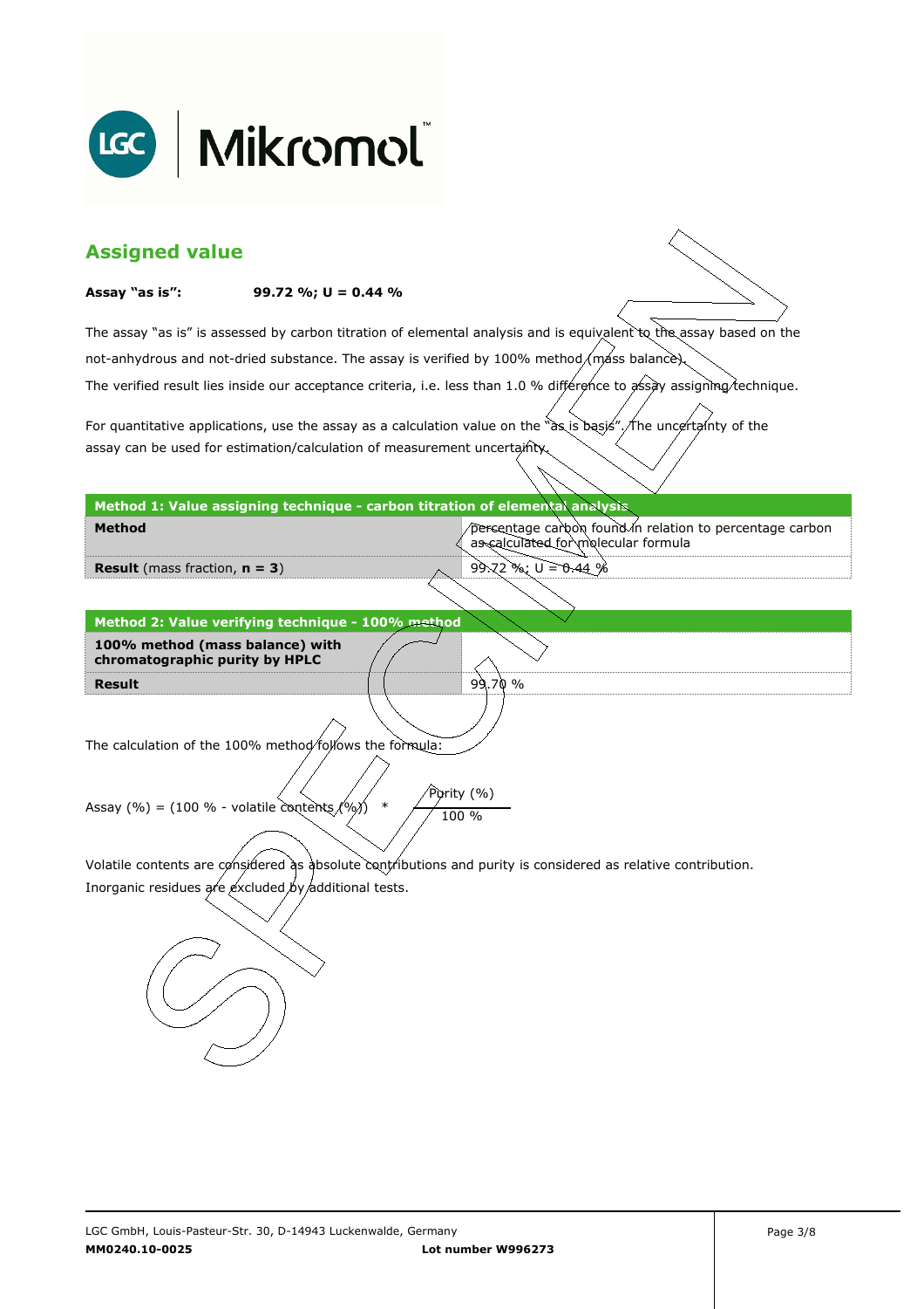## Assigned value

**Assay "as is":** **99.72 %; U = 0.44 %**

The assay "as is" is assessed by carbon titration of elemental analysis and is equivalent to the assay based on the not-anhydrous and not-dried substance. The assay is verified by 100% method (mass balance).
The verified result lies inside our acceptance criteria, i.e. less than 1.0 % difference to assay assigning technique.

For quantitative applications, use the assay as a calculation value on the "as is basis". The uncertainty of the assay can be used for estimation/calculation of measurement uncertainty.

| **Method 1: Value assigning technique - carbon titration of elemental analysis** | |
|---|---|
| **Method** | percentage carbon found in relation to percentage carbon as calculated for molecular formula |
| **Result** (mass fraction, **n = 3**) | 99.72 %; U = 0.44 % |

| **Method 2: Value verifying technique - 100% method** | |
|---|---|
| **100% method (mass balance) with chromatographic purity by HPLC** | |
| **Result** | 99.70 % |

The calculation of the 100% method follows the formula:

$$\text{Assay (\%)} = (100\ \% - \text{volatile contents (\%)}) \quad * \quad \frac{\text{Purity (\%)}}{100\ \%}$$

Volatile contents are considered as absolute contributions and purity is considered as relative contribution.
Inorganic residues are excluded by additional tests.

LGC GmbH, Louis-Pasteur-Str. 30, D-14943 Luckenwalde, Germany
**MM0240.10-0025** **Lot number W996273**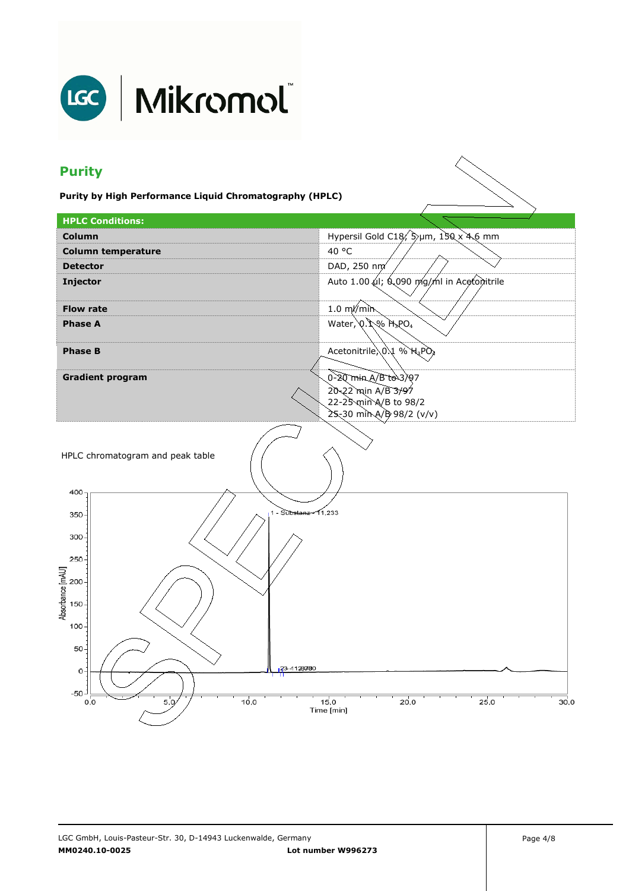## Purity

**Purity by High Performance Liquid Chromatography (HPLC)**

| **HPLC Conditions:** | |
|---|---|
| **Column** | Hypersil Gold C18, 5 µm, 150 x 4.6 mm |
| **Column temperature** | 40 °C |
| **Detector** | DAD, 250 nm |
| **Injector** | Auto 1.00 µl; 0.090 mg/ml in Acetonitrile |
| **Flow rate** | 1.0 ml/min |
| **Phase A** | Water, 0.1 % $H_3PO_4$ |
| **Phase B** | Acetonitrile, 0.1 % $H_3PO_4$ |
| **Gradient program** | 0-20 min A/B to 3/97<br>20-22 min A/B 3/97<br>22-25 min A/B to 98/2<br>25-30 min A/B 98/2 (v/v) |

HPLC chromatogram and peak table

LGC GmbH, Louis-Pasteur-Str. 30, D-14943 Luckenwalde, Germany

**MM0240.10-0025** **Lot number W996273**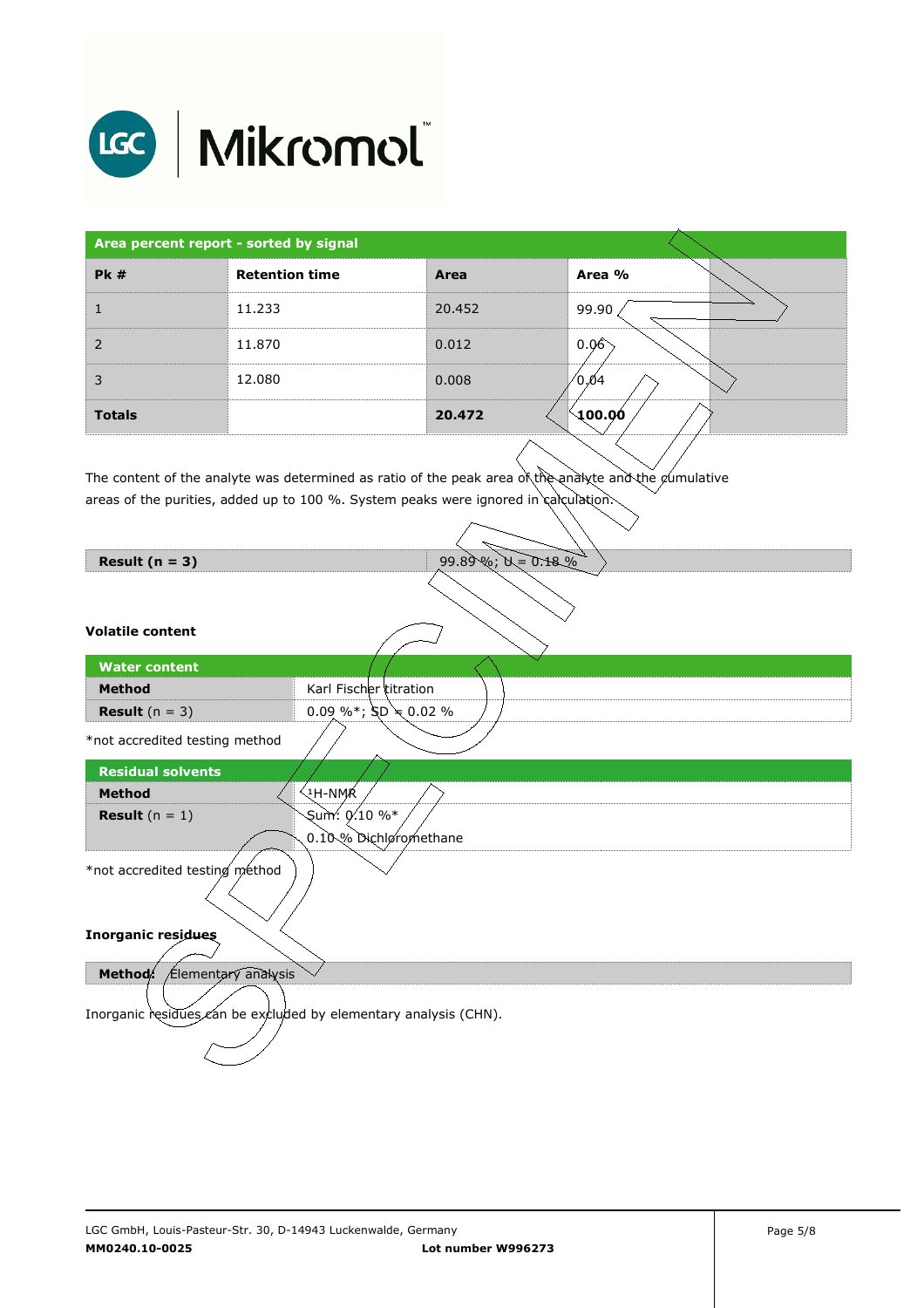| Area percent report - sorted by signal | | | | |
|---|---|---|---|---|
| **Pk #** | **Retention time** | **Area** | **Area %** | |
| 1 | 11.233 | 20.452 | 99.90 | |
| 2 | 11.870 | 0.012 | 0.06 | |
| 3 | 12.080 | 0.008 | 0.04 | |
| **Totals** | | **20.472** | **100.00** | |

The content of the analyte was determined as ratio of the peak area of the analyte and the cumulative areas of the purities, added up to 100 %. System peaks were ignored in calculation.

| **Result (n = 3)** | 99.89 %; U = 0.18 % |
|---|---|

### Volatile content

| Water content | |
|---|---|
| **Method** | Karl Fischer titration |
| **Result** (n = 3) | 0.09 %*; SD = 0.02 % |

*not accredited testing method

| Residual solvents | |
|---|---|
| **Method** | $^{1}$H-NMR |
| **Result** (n = 1) | Sum: 0.10 %*<br>0.10 % Dichloromethane |

*not accredited testing method

### Inorganic residues

| **Method:** Elementary analysis |
|---|

Inorganic residues can be excluded by elementary analysis (CHN).

LGC GmbH, Louis-Pasteur-Str. 30, D-14943 Luckenwalde, Germany
**MM0240.10-0025** **Lot number W996273**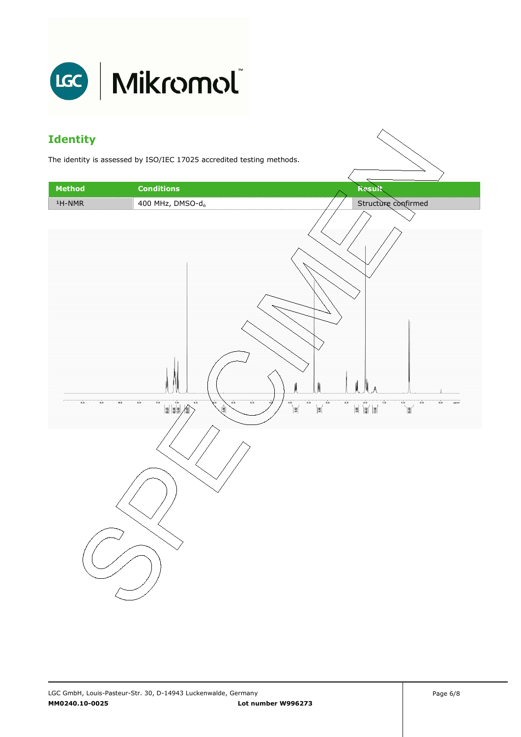## Identity

The identity is assessed by ISO/IEC 17025 accredited testing methods.

| Method | Conditions | Result |
|---|---|---|
| $^1$H-NMR | 400 MHz, DMSO-$d_6$ | Structure confirmed |

SPECIMEN

LGC GmbH, Louis-Pasteur-Str. 30, D-14943 Luckenwalde, Germany

**MM0240.10-0025** **Lot number W996273**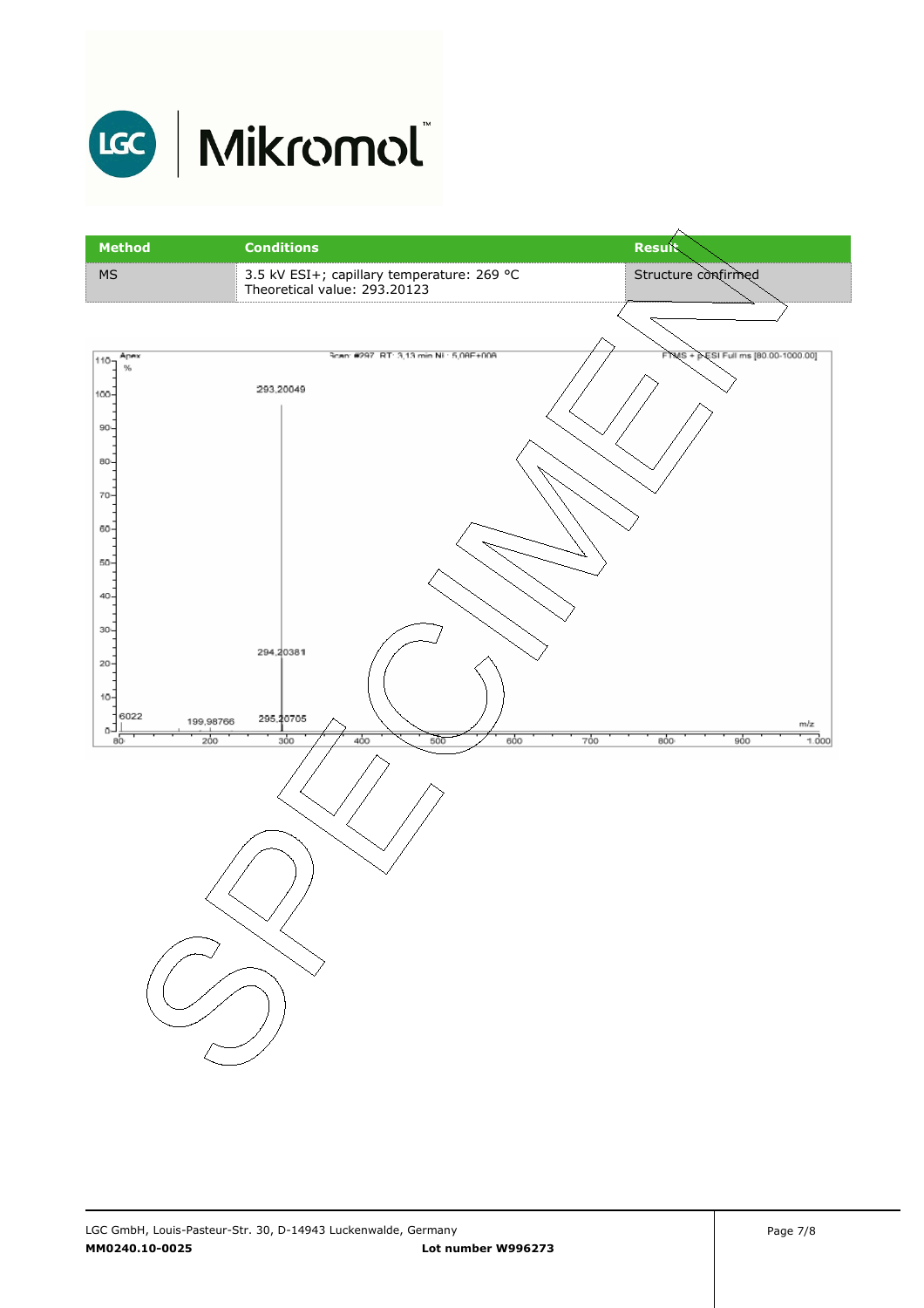| Method | Conditions | Result |
| --- | --- | --- |
| MS | 3.5 kV ESI+; capillary temperature: 269 °C<br>Theoretical value: 293.20123 | Structure confirmed |

Apex %

Scan #297 RT: 3.13 min NL: 5.08E+008

FTMS + p ESI Full ms [80.00-1000.00]

293.20049

294.20381

6022

199.98766

295.20705

m/z

SPECIMEN

LGC GmbH, Louis-Pasteur-Str. 30, D-14943 Luckenwalde, Germany

**MM0240.10-0025** **Lot number W996273**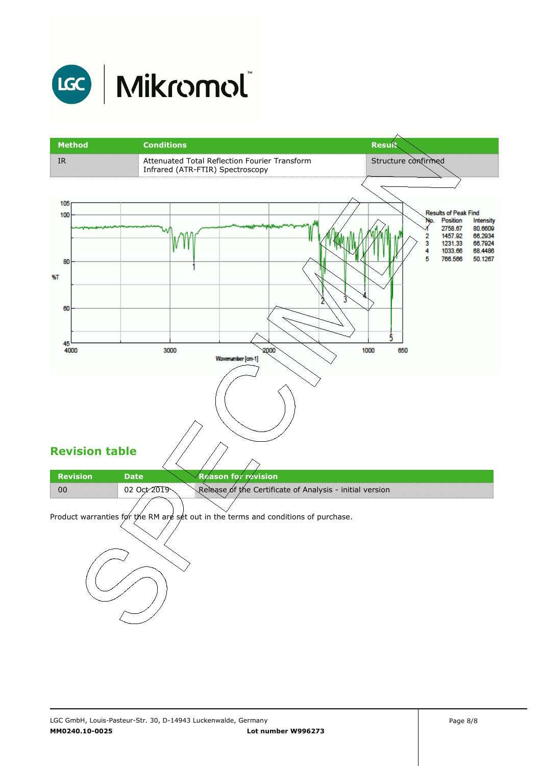| Method | Conditions | Result |
| --- | --- | --- |
| IR | Attenuated Total Reflection Fourier Transform Infrared (ATR-FTIR) Spectroscopy | Structure confirmed |

105
100
80
%T
60
45
4000
3000
2000
1000
650
Wavenumber [cm-1]
1
2
3
4
5

Results of Peak Find
No. Position Intensity
1 2758.67 80.6609
2 1457.92 66.2934
3 1231.33 66.7924
4 1033.66 68.4486
5 766.566 50.1267

## Revision table

| Revision | Date | Reason for revision |
| --- | --- | --- |
| 00 | 02 Oct 2019 | Release of the Certificate of Analysis - initial version |

Product warranties for the RM are set out in the terms and conditions of purchase.

LGC GmbH, Louis-Pasteur-Str. 30, D-14943 Luckenwalde, Germany

**MM0240.10-0025** **Lot number W996273**